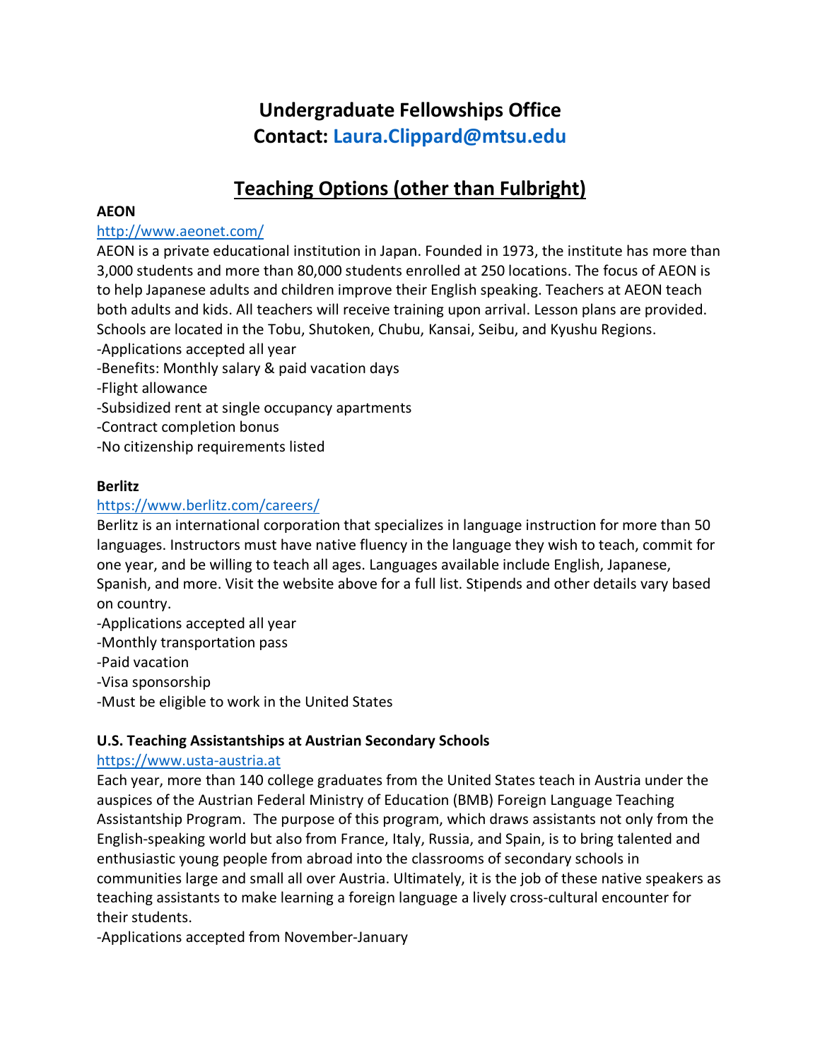# Undergraduate Fellowships Office
# Contact: Laura.Clippard@mtsu.edu

## Teaching Options (other than Fulbright)

**AEON**

http://www.aeonet.com/

AEON is a private educational institution in Japan. Founded in 1973, the institute has more than 3,000 students and more than 80,000 students enrolled at 250 locations. The focus of AEON is to help Japanese adults and children improve their English speaking. Teachers at AEON teach both adults and kids. All teachers will receive training upon arrival. Lesson plans are provided. Schools are located in the Tobu, Shutoken, Chubu, Kansai, Seibu, and Kyushu Regions.

-Applications accepted all year
-Benefits: Monthly salary & paid vacation days
-Flight allowance
-Subsidized rent at single occupancy apartments
-Contract completion bonus
-No citizenship requirements listed

**Berlitz**

https://www.berlitz.com/careers/

Berlitz is an international corporation that specializes in language instruction for more than 50 languages. Instructors must have native fluency in the language they wish to teach, commit for one year, and be willing to teach all ages. Languages available include English, Japanese, Spanish, and more. Visit the website above for a full list. Stipends and other details vary based on country.

-Applications accepted all year
-Monthly transportation pass
-Paid vacation
-Visa sponsorship
-Must be eligible to work in the United States

**U.S. Teaching Assistantships at Austrian Secondary Schools**

https://www.usta-austria.at

Each year, more than 140 college graduates from the United States teach in Austria under the auspices of the Austrian Federal Ministry of Education (BMB) Foreign Language Teaching Assistantship Program. The purpose of this program, which draws assistants not only from the English-speaking world but also from France, Italy, Russia, and Spain, is to bring talented and enthusiastic young people from abroad into the classrooms of secondary schools in communities large and small all over Austria. Ultimately, it is the job of these native speakers as teaching assistants to make learning a foreign language a lively cross-cultural encounter for their students.

-Applications accepted from November-January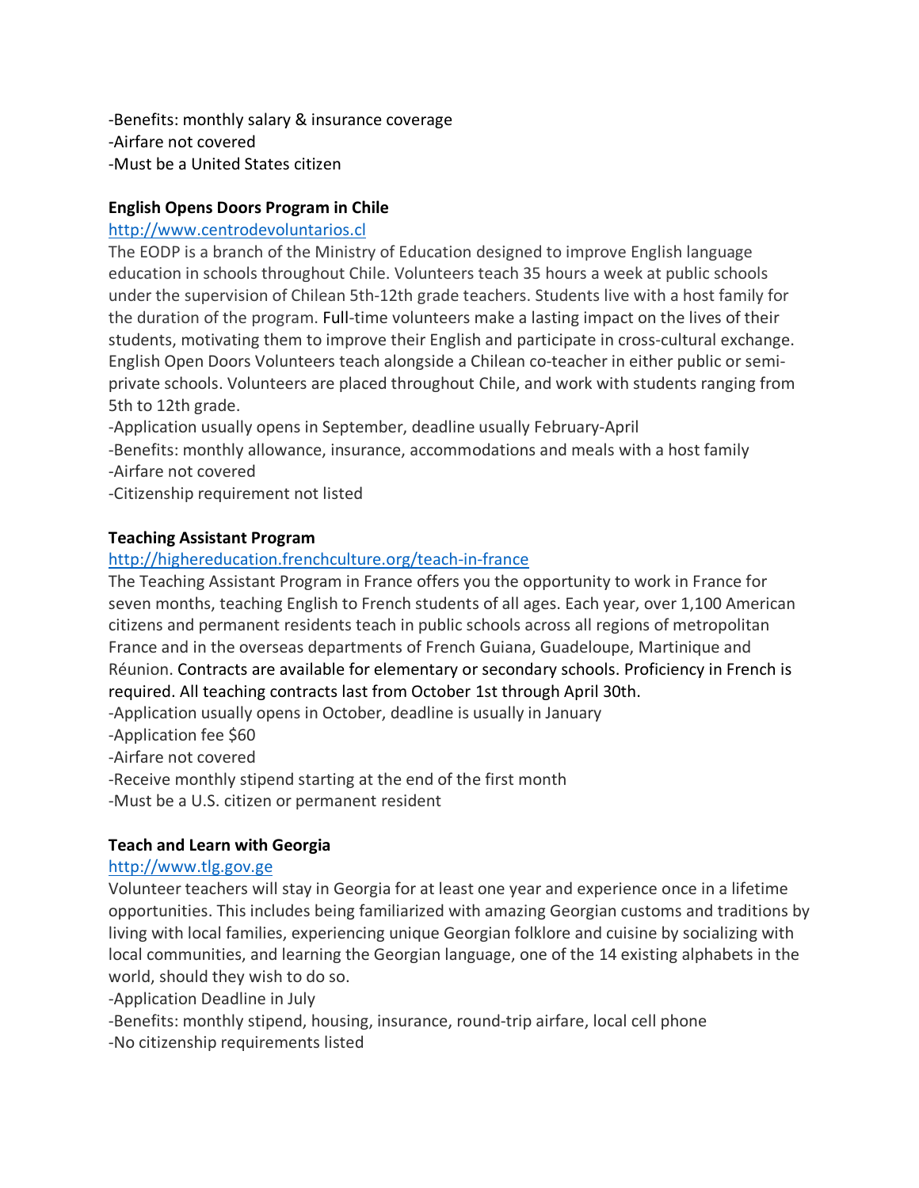-Benefits: monthly salary & insurance coverage
-Airfare not covered
-Must be a United States citizen

**English Opens Doors Program in Chile**

[http://www.centrodevoluntarios.cl](http://www.centrodevoluntarios.cl)

The EODP is a branch of the Ministry of Education designed to improve English language education in schools throughout Chile. Volunteers teach 35 hours a week at public schools under the supervision of Chilean 5th-12th grade teachers. Students live with a host family for the duration of the program. Full-time volunteers make a lasting impact on the lives of their students, motivating them to improve their English and participate in cross-cultural exchange. English Open Doors Volunteers teach alongside a Chilean co-teacher in either public or semi-private schools. Volunteers are placed throughout Chile, and work with students ranging from 5th to 12th grade.

-Application usually opens in September, deadline usually February-April
-Benefits: monthly allowance, insurance, accommodations and meals with a host family
-Airfare not covered
-Citizenship requirement not listed

**Teaching Assistant Program**

[http://highereducation.frenchculture.org/teach-in-france](http://highereducation.frenchculture.org/teach-in-france)

The Teaching Assistant Program in France offers you the opportunity to work in France for seven months, teaching English to French students of all ages. Each year, over 1,100 American citizens and permanent residents teach in public schools across all regions of metropolitan France and in the overseas departments of French Guiana, Guadeloupe, Martinique and Réunion. Contracts are available for elementary or secondary schools. Proficiency in French is required. All teaching contracts last from October 1st through April 30th.

-Application usually opens in October, deadline is usually in January
-Application fee $60
-Airfare not covered
-Receive monthly stipend starting at the end of the first month
-Must be a U.S. citizen or permanent resident

**Teach and Learn with Georgia**

[http://www.tlg.gov.ge](http://www.tlg.gov.ge)

Volunteer teachers will stay in Georgia for at least one year and experience once in a lifetime opportunities. This includes being familiarized with amazing Georgian customs and traditions by living with local families, experiencing unique Georgian folklore and cuisine by socializing with local communities, and learning the Georgian language, one of the 14 existing alphabets in the world, should they wish to do so.

-Application Deadline in July
-Benefits: monthly stipend, housing, insurance, round-trip airfare, local cell phone
-No citizenship requirements listed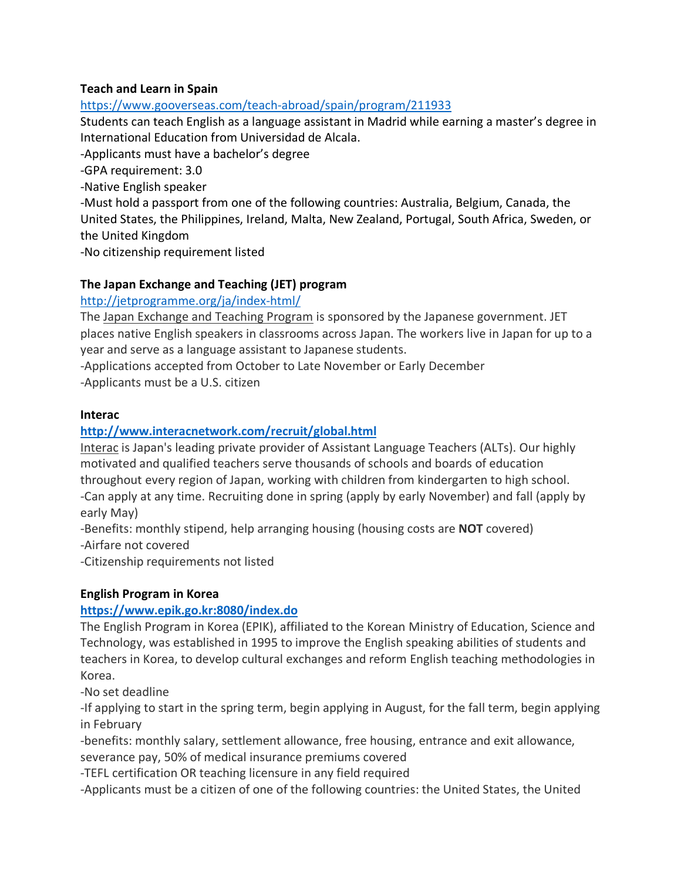**Teach and Learn in Spain**

https://www.gooverseas.com/teach-abroad/spain/program/211933

Students can teach English as a language assistant in Madrid while earning a master's degree in International Education from Universidad de Alcala.

-Applicants must have a bachelor's degree

-GPA requirement: 3.0

-Native English speaker

-Must hold a passport from one of the following countries: Australia, Belgium, Canada, the United States, the Philippines, Ireland, Malta, New Zealand, Portugal, South Africa, Sweden, or the United Kingdom

-No citizenship requirement listed

**The Japan Exchange and Teaching (JET) program**

http://jetprogramme.org/ja/index-html/

The Japan Exchange and Teaching Program is sponsored by the Japanese government. JET places native English speakers in classrooms across Japan. The workers live in Japan for up to a year and serve as a language assistant to Japanese students.

-Applications accepted from October to Late November or Early December

-Applicants must be a U.S. citizen

**Interac**

**http://www.interacnetwork.com/recruit/global.html**

Interac is Japan's leading private provider of Assistant Language Teachers (ALTs). Our highly motivated and qualified teachers serve thousands of schools and boards of education throughout every region of Japan, working with children from kindergarten to high school.

-Can apply at any time. Recruiting done in spring (apply by early November) and fall (apply by early May)

-Benefits: monthly stipend, help arranging housing (housing costs are **NOT** covered)

-Airfare not covered

-Citizenship requirements not listed

**English Program in Korea**

**https://www.epik.go.kr:8080/index.do**

The English Program in Korea (EPIK), affiliated to the Korean Ministry of Education, Science and Technology, was established in 1995 to improve the English speaking abilities of students and teachers in Korea, to develop cultural exchanges and reform English teaching methodologies in Korea.

-No set deadline

-If applying to start in the spring term, begin applying in August, for the fall term, begin applying in February

-benefits: monthly salary, settlement allowance, free housing, entrance and exit allowance, severance pay, 50% of medical insurance premiums covered

-TEFL certification OR teaching licensure in any field required

-Applicants must be a citizen of one of the following countries: the United States, the United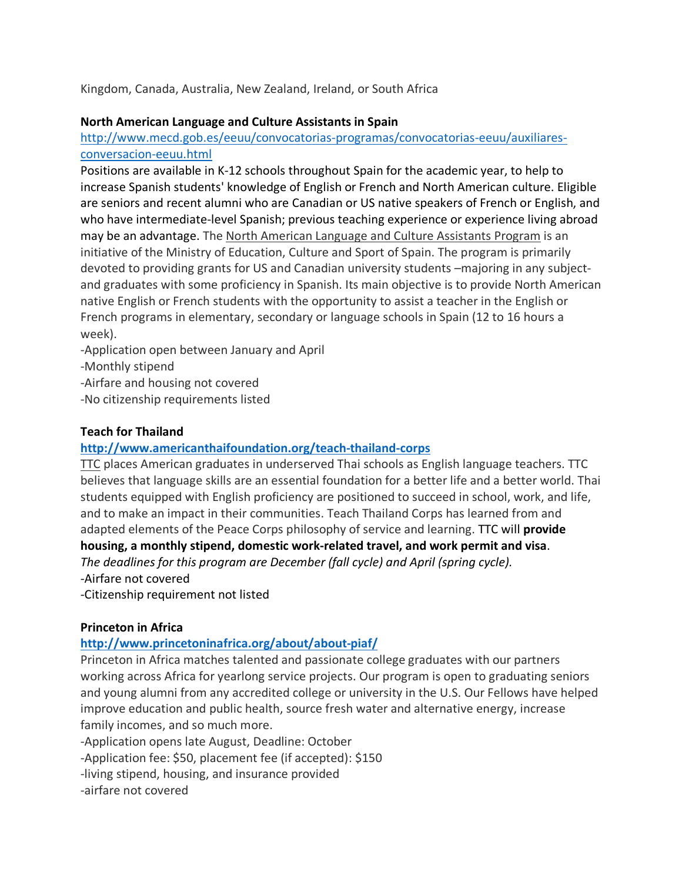Kingdom, Canada, Australia, New Zealand, Ireland, or South Africa

**North American Language and Culture Assistants in Spain**

[http://www.mecd.gob.es/eeuu/convocatorias-programas/convocatorias-eeuu/auxiliares-conversacion-eeuu.html](http://www.mecd.gob.es/eeuu/convocatorias-programas/convocatorias-eeuu/auxiliares-conversacion-eeuu.html)

Positions are available in K-12 schools throughout Spain for the academic year, to help to increase Spanish students' knowledge of English or French and North American culture. Eligible are seniors and recent alumni who are Canadian or US native speakers of French or English, and who have intermediate-level Spanish; previous teaching experience or experience living abroad may be an advantage. The North American Language and Culture Assistants Program is an initiative of the Ministry of Education, Culture and Sport of Spain. The program is primarily devoted to providing grants for US and Canadian university students –majoring in any subject- and graduates with some proficiency in Spanish. Its main objective is to provide North American native English or French students with the opportunity to assist a teacher in the English or French programs in elementary, secondary or language schools in Spain (12 to 16 hours a week).

-Application open between January and April

-Monthly stipend

-Airfare and housing not covered

-No citizenship requirements listed

**Teach for Thailand**

**[http://www.americanthaifoundation.org/teach-thailand-corps](http://www.americanthaifoundation.org/teach-thailand-corps)**

TTC places American graduates in underserved Thai schools as English language teachers. TTC believes that language skills are an essential foundation for a better life and a better world. Thai students equipped with English proficiency are positioned to succeed in school, work, and life, and to make an impact in their communities. Teach Thailand Corps has learned from and adapted elements of the Peace Corps philosophy of service and learning. TTC will **provide housing, a monthly stipend, domestic work-related travel, and work permit and visa**.

*The deadlines for this program are December (fall cycle) and April (spring cycle).*

-Airfare not covered

-Citizenship requirement not listed

**Princeton in Africa**

**[http://www.princetoninafrica.org/about/about-piaf/](http://www.princetoninafrica.org/about/about-piaf/)**

Princeton in Africa matches talented and passionate college graduates with our partners working across Africa for yearlong service projects. Our program is open to graduating seniors and young alumni from any accredited college or university in the U.S. Our Fellows have helped improve education and public health, source fresh water and alternative energy, increase family incomes, and so much more.

-Application opens late August, Deadline: October

-Application fee: $50, placement fee (if accepted): $150

-living stipend, housing, and insurance provided

-airfare not covered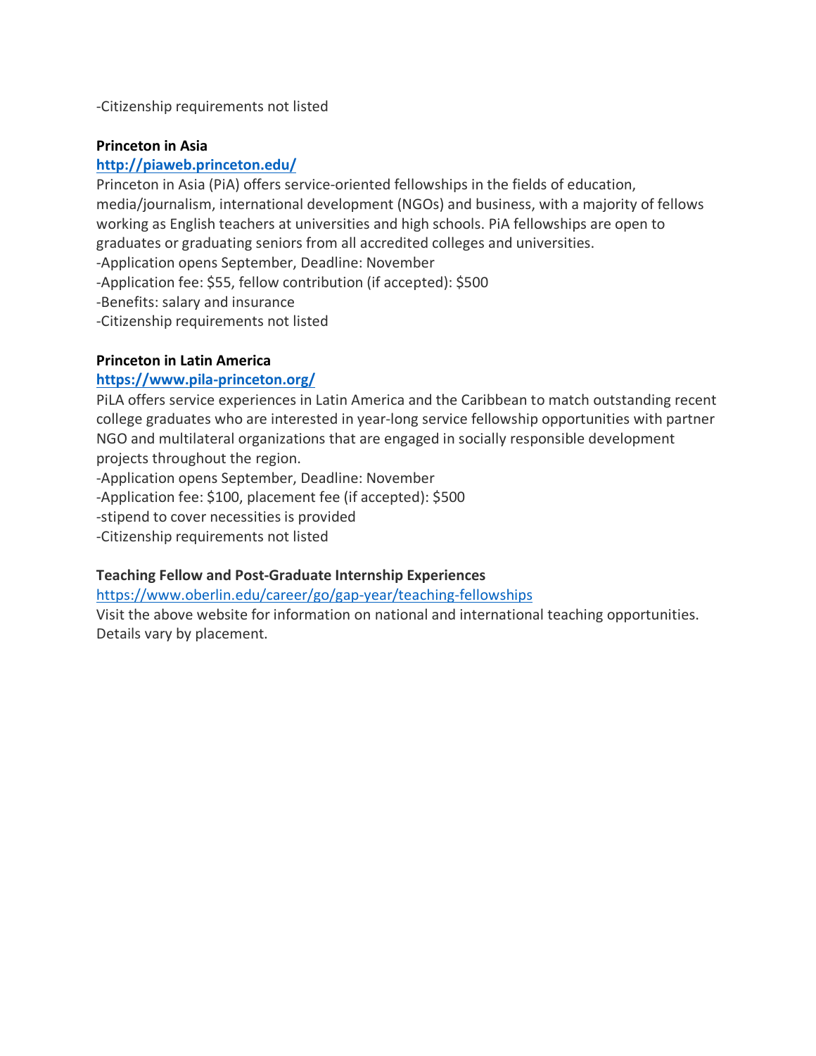-Citizenship requirements not listed

**Princeton in Asia**

**[http://piaweb.princeton.edu/](http://piaweb.princeton.edu/)**

Princeton in Asia (PiA) offers service-oriented fellowships in the fields of education, media/journalism, international development (NGOs) and business, with a majority of fellows working as English teachers at universities and high schools. PiA fellowships are open to graduates or graduating seniors from all accredited colleges and universities.

-Application opens September, Deadline: November

-Application fee: $55, fellow contribution (if accepted): $500

-Benefits: salary and insurance

-Citizenship requirements not listed

**Princeton in Latin America**

**[https://www.pila-princeton.org/](https://www.pila-princeton.org/)**

PiLA offers service experiences in Latin America and the Caribbean to match outstanding recent college graduates who are interested in year-long service fellowship opportunities with partner NGO and multilateral organizations that are engaged in socially responsible development projects throughout the region.

-Application opens September, Deadline: November

-Application fee: $100, placement fee (if accepted): $500

-stipend to cover necessities is provided

-Citizenship requirements not listed

**Teaching Fellow and Post-Graduate Internship Experiences**

[https://www.oberlin.edu/career/go/gap-year/teaching-fellowships](https://www.oberlin.edu/career/go/gap-year/teaching-fellowships)

Visit the above website for information on national and international teaching opportunities. Details vary by placement.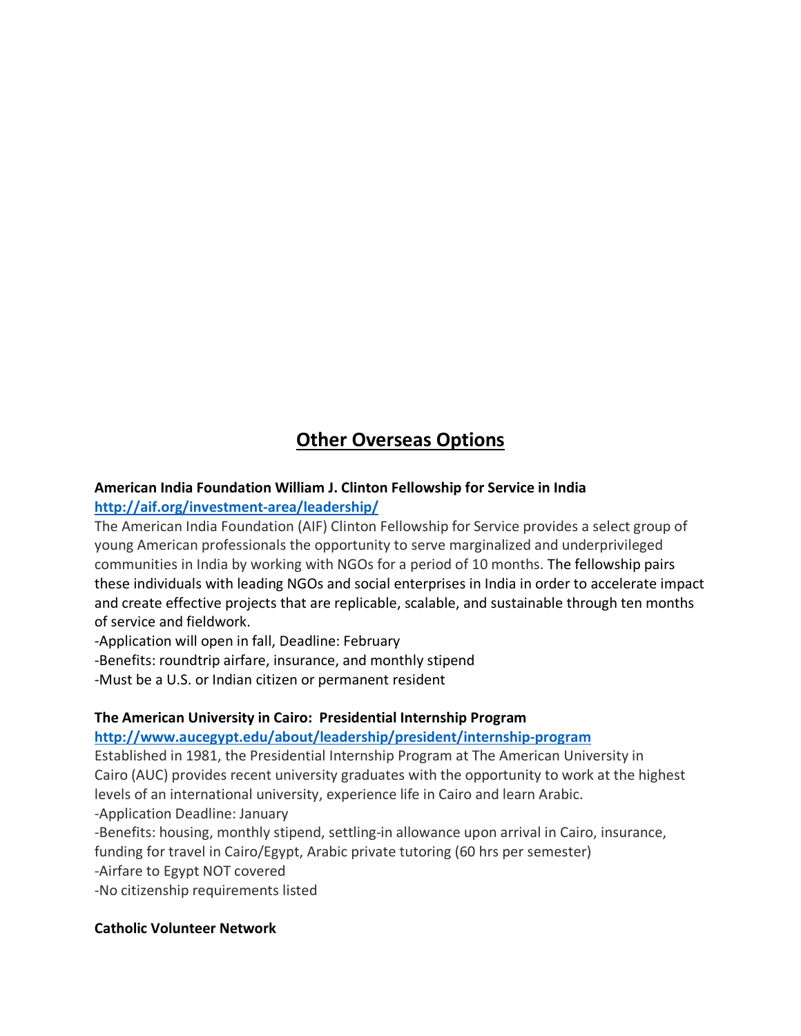# Other Overseas Options

**American India Foundation William J. Clinton Fellowship for Service in India**
**http://aif.org/investment-area/leadership/**

The American India Foundation (AIF) Clinton Fellowship for Service provides a select group of young American professionals the opportunity to serve marginalized and underprivileged communities in India by working with NGOs for a period of 10 months. The fellowship pairs these individuals with leading NGOs and social enterprises in India in order to accelerate impact and create effective projects that are replicable, scalable, and sustainable through ten months of service and fieldwork.

-Application will open in fall, Deadline: February
-Benefits: roundtrip airfare, insurance, and monthly stipend
-Must be a U.S. or Indian citizen or permanent resident

**The American University in Cairo: Presidential Internship Program**
**http://www.aucegypt.edu/about/leadership/president/internship-program**

Established in 1981, the Presidential Internship Program at The American University in Cairo (AUC) provides recent university graduates with the opportunity to work at the highest levels of an international university, experience life in Cairo and learn Arabic.

-Application Deadline: January
-Benefits: housing, monthly stipend, settling-in allowance upon arrival in Cairo, insurance, funding for travel in Cairo/Egypt, Arabic private tutoring (60 hrs per semester)
-Airfare to Egypt NOT covered
-No citizenship requirements listed

**Catholic Volunteer Network**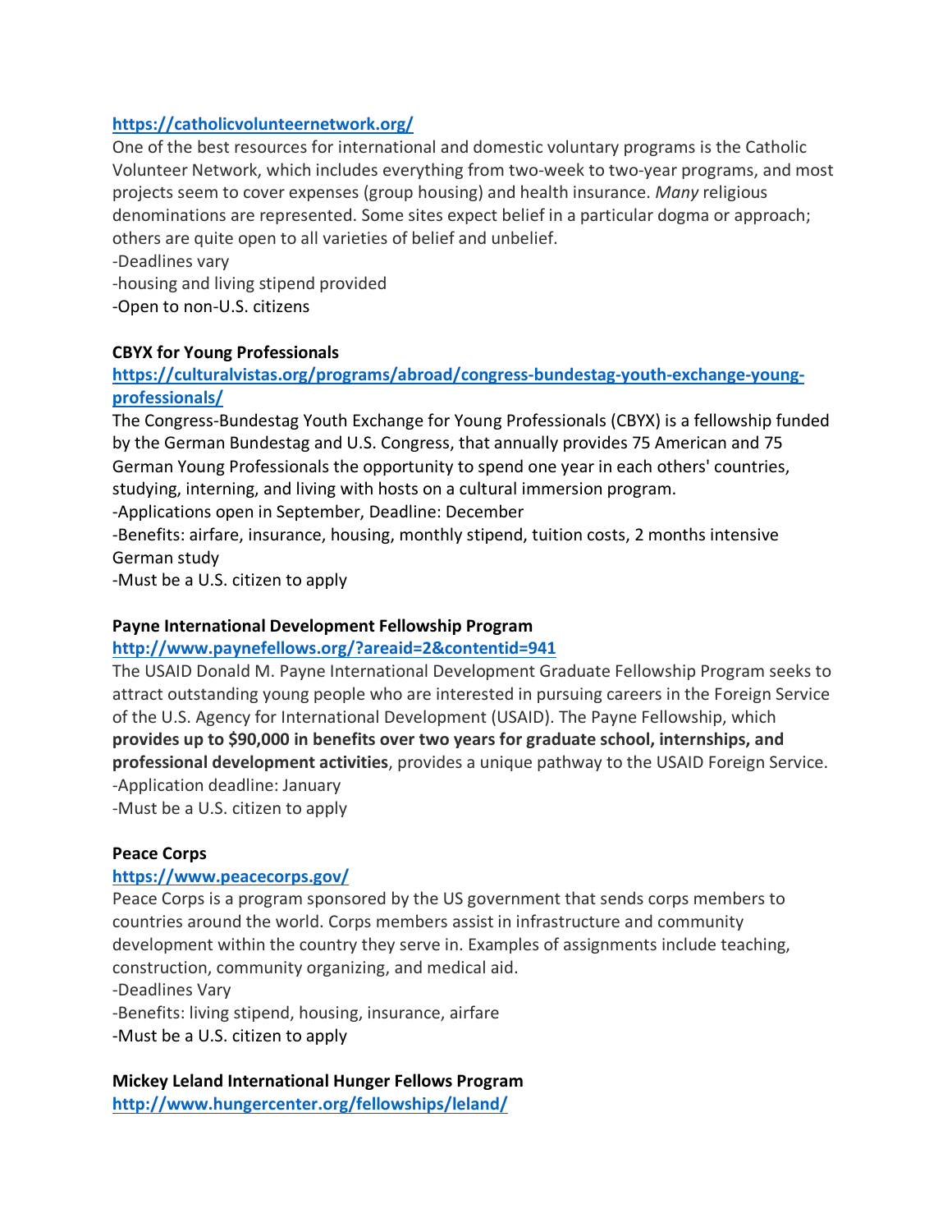[https://catholicvolunteernetwork.org/](https://catholicvolunteernetwork.org/)

One of the best resources for international and domestic voluntary programs is the Catholic Volunteer Network, which includes everything from two-week to two-year programs, and most projects seem to cover expenses (group housing) and health insurance. *Many* religious denominations are represented. Some sites expect belief in a particular dogma or approach; others are quite open to all varieties of belief and unbelief.

-Deadlines vary

-housing and living stipend provided

-Open to non-U.S. citizens

**CBYX for Young Professionals**

[https://culturalvistas.org/programs/abroad/congress-bundestag-youth-exchange-young-professionals/](https://culturalvistas.org/programs/abroad/congress-bundestag-youth-exchange-young-professionals/)

The Congress-Bundestag Youth Exchange for Young Professionals (CBYX) is a fellowship funded by the German Bundestag and U.S. Congress, that annually provides 75 American and 75 German Young Professionals the opportunity to spend one year in each others' countries, studying, interning, and living with hosts on a cultural immersion program.

-Applications open in September, Deadline: December

-Benefits: airfare, insurance, housing, monthly stipend, tuition costs, 2 months intensive German study

-Must be a U.S. citizen to apply

**Payne International Development Fellowship Program**

[http://www.paynefellows.org/?areaid=2&contentid=941](http://www.paynefellows.org/?areaid=2&contentid=941)

The USAID Donald M. Payne International Development Graduate Fellowship Program seeks to attract outstanding young people who are interested in pursuing careers in the Foreign Service of the U.S. Agency for International Development (USAID). The Payne Fellowship, which **provides up to $90,000 in benefits over two years for graduate school, internships, and professional development activities**, provides a unique pathway to the USAID Foreign Service.

-Application deadline: January

-Must be a U.S. citizen to apply

**Peace Corps**

[https://www.peacecorps.gov/](https://www.peacecorps.gov/)

Peace Corps is a program sponsored by the US government that sends corps members to countries around the world. Corps members assist in infrastructure and community development within the country they serve in. Examples of assignments include teaching, construction, community organizing, and medical aid.

-Deadlines Vary

-Benefits: living stipend, housing, insurance, airfare

-Must be a U.S. citizen to apply

**Mickey Leland International Hunger Fellows Program**

[http://www.hungercenter.org/fellowships/leland/](http://www.hungercenter.org/fellowships/leland/)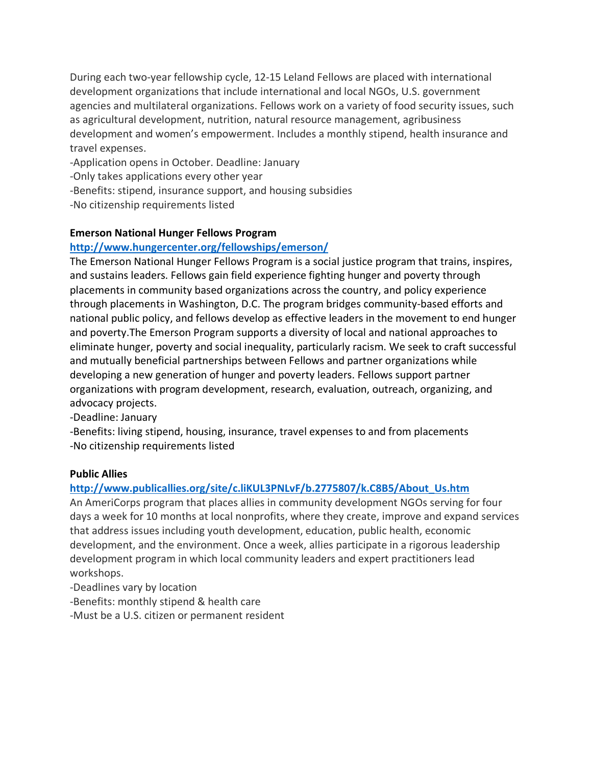During each two-year fellowship cycle, 12-15 Leland Fellows are placed with international development organizations that include international and local NGOs, U.S. government agencies and multilateral organizations. Fellows work on a variety of food security issues, such as agricultural development, nutrition, natural resource management, agribusiness development and women's empowerment. Includes a monthly stipend, health insurance and travel expenses.

-Application opens in October. Deadline: January
-Only takes applications every other year
-Benefits: stipend, insurance support, and housing subsidies
-No citizenship requirements listed

**Emerson National Hunger Fellows Program**

**http://www.hungercenter.org/fellowships/emerson/**

The Emerson National Hunger Fellows Program is a social justice program that trains, inspires, and sustains leaders. Fellows gain field experience fighting hunger and poverty through placements in community based organizations across the country, and policy experience through placements in Washington, D.C. The program bridges community-based efforts and national public policy, and fellows develop as effective leaders in the movement to end hunger and poverty.The Emerson Program supports a diversity of local and national approaches to eliminate hunger, poverty and social inequality, particularly racism. We seek to craft successful and mutually beneficial partnerships between Fellows and partner organizations while developing a new generation of hunger and poverty leaders. Fellows support partner organizations with program development, research, evaluation, outreach, organizing, and advocacy projects.

-Deadline: January
-Benefits: living stipend, housing, insurance, travel expenses to and from placements
-No citizenship requirements listed

**Public Allies**

**http://www.publicallies.org/site/c.liKUL3PNLvF/b.2775807/k.C8B5/About_Us.htm**

An AmeriCorps program that places allies in community development NGOs serving for four days a week for 10 months at local nonprofits, where they create, improve and expand services that address issues including youth development, education, public health, economic development, and the environment. Once a week, allies participate in a rigorous leadership development program in which local community leaders and expert practitioners lead workshops.

-Deadlines vary by location
-Benefits: monthly stipend & health care
-Must be a U.S. citizen or permanent resident